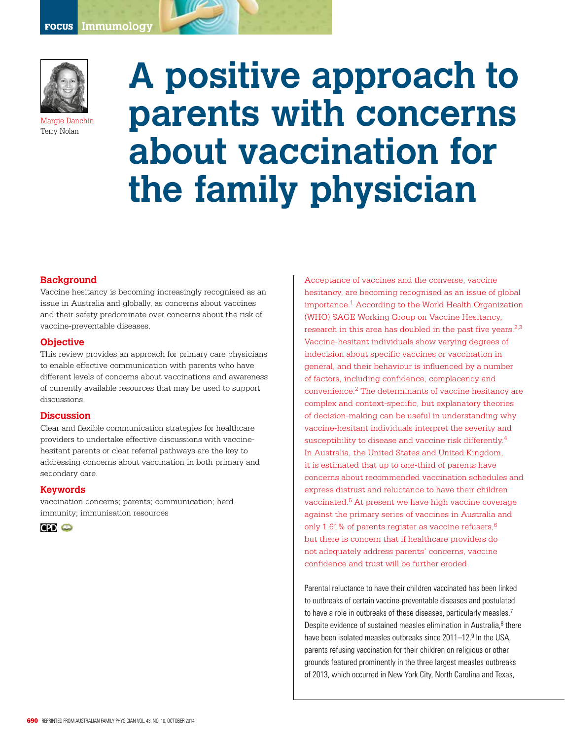FOCUS Immunology

# A positive approach to parents with concerns about vaccination for the family physician

Margie Danchin
Terry Nolan

## Background

Vaccine hesitancy is becoming increasingly recognised as an issue in Australia and globally, as concerns about vaccines and their safety predominate over concerns about the risk of vaccine-preventable diseases.

## Objective

This review provides an approach for primary care physicians to enable effective communication with parents who have different levels of concerns about vaccinations and awareness of currently available resources that may be used to support discussions.

## Discussion

Clear and flexible communication strategies for healthcare providers to undertake effective discussions with vaccine-hesitant parents or clear referral pathways are the key to addressing concerns about vaccination in both primary and secondary care.

## Keywords

vaccination concerns; parents; communication; herd immunity; immunisation resources

CPD

Acceptance of vaccines and the converse, vaccine hesitancy, are becoming recognised as an issue of global importance.[1] According to the World Health Organization (WHO) SAGE Working Group on Vaccine Hesitancy, research in this area has doubled in the past five years.[2,3] Vaccine-hesitant individuals show varying degrees of indecision about specific vaccines or vaccination in general, and their behaviour is influenced by a number of factors, including confidence, complacency and convenience.[2] The determinants of vaccine hesitancy are complex and context-specific, but explanatory theories of decision-making can be useful in understanding why vaccine-hesitant individuals interpret the severity and susceptibility to disease and vaccine risk differently.[4] In Australia, the United States and United Kingdom, it is estimated that up to one-third of parents have concerns about recommended vaccination schedules and express distrust and reluctance to have their children vaccinated.[5] At present we have high vaccine coverage against the primary series of vaccines in Australia and only 1.61% of parents register as vaccine refusers,[6] but there is concern that if healthcare providers do not adequately address parents' concerns, vaccine confidence and trust will be further eroded.

Parental reluctance to have their children vaccinated has been linked to outbreaks of certain vaccine-preventable diseases and postulated to have a role in outbreaks of these diseases, particularly measles.[7] Despite evidence of sustained measles elimination in Australia,[8] there have been isolated measles outbreaks since 2011–12.[9] In the USA, parents refusing vaccination for their children on religious or other grounds featured prominently in the three largest measles outbreaks of 2013, which occurred in New York City, North Carolina and Texas,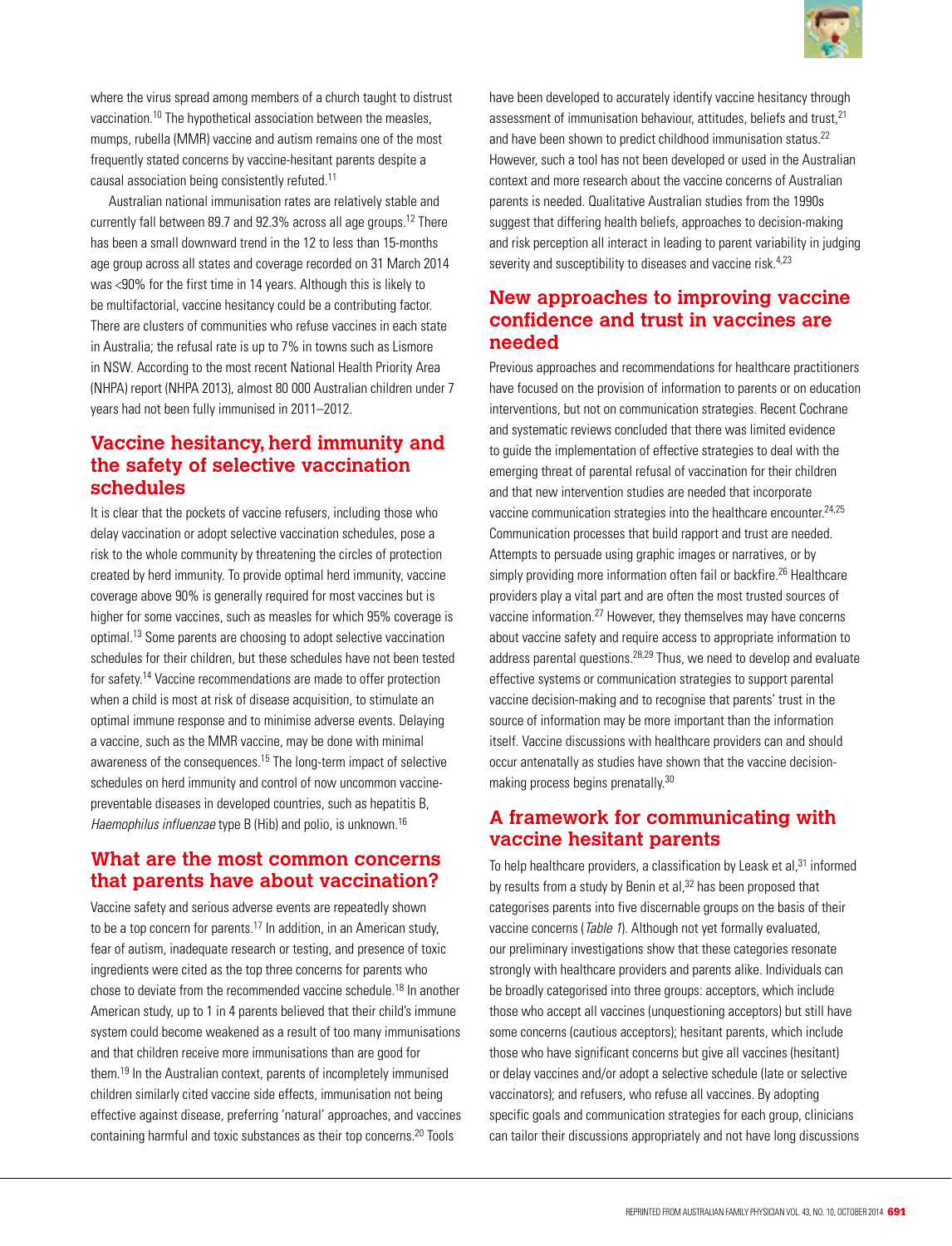where the virus spread among members of a church taught to distrust vaccination.[10] The hypothetical association between the measles, mumps, rubella (MMR) vaccine and autism remains one of the most frequently stated concerns by vaccine-hesitant parents despite a causal association being consistently refuted.[11]

Australian national immunisation rates are relatively stable and currently fall between 89.7 and 92.3% across all age groups.[12] There has been a small downward trend in the 12 to less than 15-months age group across all states and coverage recorded on 31 March 2014 was <90% for the first time in 14 years. Although this is likely to be multifactorial, vaccine hesitancy could be a contributing factor. There are clusters of communities who refuse vaccines in each state in Australia; the refusal rate is up to 7% in towns such as Lismore in NSW. According to the most recent National Health Priority Area (NHPA) report (NHPA 2013), almost 80 000 Australian children under 7 years had not been fully immunised in 2011–2012.

## Vaccine hesitancy, herd immunity and the safety of selective vaccination schedules

It is clear that the pockets of vaccine refusers, including those who delay vaccination or adopt selective vaccination schedules, pose a risk to the whole community by threatening the circles of protection created by herd immunity. To provide optimal herd immunity, vaccine coverage above 90% is generally required for most vaccines but is higher for some vaccines, such as measles for which 95% coverage is optimal.[13] Some parents are choosing to adopt selective vaccination schedules for their children, but these schedules have not been tested for safety.[14] Vaccine recommendations are made to offer protection when a child is most at risk of disease acquisition, to stimulate an optimal immune response and to minimise adverse events. Delaying a vaccine, such as the MMR vaccine, may be done with minimal awareness of the consequences.[15] The long-term impact of selective schedules on herd immunity and control of now uncommon vaccine-preventable diseases in developed countries, such as hepatitis B, *Haemophilus influenzae* type B (Hib) and polio, is unknown.[16]

## What are the most common concerns that parents have about vaccination?

Vaccine safety and serious adverse events are repeatedly shown to be a top concern for parents.[17] In addition, in an American study, fear of autism, inadequate research or testing, and presence of toxic ingredients were cited as the top three concerns for parents who chose to deviate from the recommended vaccine schedule.[18] In another American study, up to 1 in 4 parents believed that their child's immune system could become weakened as a result of too many immunisations and that children receive more immunisations than are good for them.[19] In the Australian context, parents of incompletely immunised children similarly cited vaccine side effects, immunisation not being effective against disease, preferring 'natural' approaches, and vaccines containing harmful and toxic substances as their top concerns.[20] Tools have been developed to accurately identify vaccine hesitancy through assessment of immunisation behaviour, attitudes, beliefs and trust,[21] and have been shown to predict childhood immunisation status.[22] However, such a tool has not been developed or used in the Australian context and more research about the vaccine concerns of Australian parents is needed. Qualitative Australian studies from the 1990s suggest that differing health beliefs, approaches to decision-making and risk perception all interact in leading to parent variability in judging severity and susceptibility to diseases and vaccine risk.[4,23]

## New approaches to improving vaccine confidence and trust in vaccines are needed

Previous approaches and recommendations for healthcare practitioners have focused on the provision of information to parents or on education interventions, but not on communication strategies. Recent Cochrane and systematic reviews concluded that there was limited evidence to guide the implementation of effective strategies to deal with the emerging threat of parental refusal of vaccination for their children and that new intervention studies are needed that incorporate vaccine communication strategies into the healthcare encounter.[24,25] Communication processes that build rapport and trust are needed. Attempts to persuade using graphic images or narratives, or by simply providing more information often fail or backfire.[26] Healthcare providers play a vital part and are often the most trusted sources of vaccine information.[27] However, they themselves may have concerns about vaccine safety and require access to appropriate information to address parental questions.[28,29] Thus, we need to develop and evaluate effective systems or communication strategies to support parental vaccine decision-making and to recognise that parents' trust in the source of information may be more important than the information itself. Vaccine discussions with healthcare providers can and should occur antenatally as studies have shown that the vaccine decision-making process begins prenatally.[30]

## A framework for communicating with vaccine hesitant parents

To help healthcare providers, a classification by Leask et al,[31] informed by results from a study by Benin et al,[32] has been proposed that categorises parents into five discernable groups on the basis of their vaccine concerns (*Table 1*). Although not yet formally evaluated, our preliminary investigations show that these categories resonate strongly with healthcare providers and parents alike. Individuals can be broadly categorised into three groups: acceptors, which include those who accept all vaccines (unquestioning acceptors) but still have some concerns (cautious acceptors); hesitant parents, which include those who have significant concerns but give all vaccines (hesitant) or delay vaccines and/or adopt a selective schedule (late or selective vaccinators); and refusers, who refuse all vaccines. By adopting specific goals and communication strategies for each group, clinicians can tailor their discussions appropriately and not have long discussions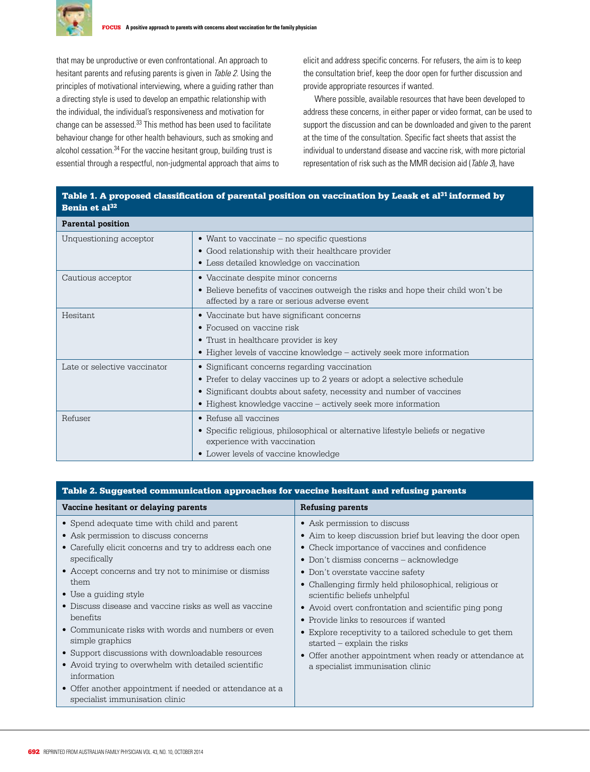that may be unproductive or even confrontational. An approach to hesitant parents and refusing parents is given in *Table 2*. Using the principles of motivational interviewing, where a guiding rather than a directing style is used to develop an empathic relationship with the individual, the individual's responsiveness and motivation for change can be assessed.[33] This method has been used to facilitate behaviour change for other health behaviours, such as smoking and alcohol cessation.[34] For the vaccine hesitant group, building trust is essential through a respectful, non-judgmental approach that aims to elicit and address specific concerns. For refusers, the aim is to keep the consultation brief, keep the door open for further discussion and provide appropriate resources if wanted.

Where possible, available resources that have been developed to address these concerns, in either paper or video format, can be used to support the discussion and can be downloaded and given to the parent at the time of the consultation. Specific fact sheets that assist the individual to understand disease and vaccine risk, with more pictorial representation of risk such as the MMR decision aid (*Table 3*), have

**Table 1. A proposed classification of parental position on vaccination by Leask et al[31] informed by Benin et al[32]**

| Parental position | |
|---|---|
| Unquestioning acceptor | • Want to vaccinate – no specific questions<br>• Good relationship with their healthcare provider<br>• Less detailed knowledge on vaccination |
| Cautious acceptor | • Vaccinate despite minor concerns<br>• Believe benefits of vaccines outweigh the risks and hope their child won't be affected by a rare or serious adverse event |
| Hesitant | • Vaccinate but have significant concerns<br>• Focused on vaccine risk<br>• Trust in healthcare provider is key<br>• Higher levels of vaccine knowledge – actively seek more information |
| Late or selective vaccinator | • Significant concerns regarding vaccination<br>• Prefer to delay vaccines up to 2 years or adopt a selective schedule<br>• Significant doubts about safety, necessity and number of vaccines<br>• Highest knowledge vaccine – actively seek more information |
| Refuser | • Refuse all vaccines<br>• Specific religious, philosophical or alternative lifestyle beliefs or negative experience with vaccination<br>• Lower levels of vaccine knowledge |

**Table 2. Suggested communication approaches for vaccine hesitant and refusing parents**

| Vaccine hesitant or delaying parents | Refusing parents |
|---|---|
| • Spend adequate time with child and parent<br>• Ask permission to discuss concerns<br>• Carefully elicit concerns and try to address each one specifically<br>• Accept concerns and try not to minimise or dismiss them<br>• Use a guiding style<br>• Discuss disease and vaccine risks as well as vaccine benefits<br>• Communicate risks with words and numbers or even simple graphics<br>• Support discussions with downloadable resources<br>• Avoid trying to overwhelm with detailed scientific information<br>• Offer another appointment if needed or attendance at a specialist immunisation clinic | • Ask permission to discuss<br>• Aim to keep discussion brief but leaving the door open<br>• Check importance of vaccines and confidence<br>• Don't dismiss concerns – acknowledge<br>• Don't overstate vaccine safety<br>• Challenging firmly held philosophical, religious or scientific beliefs unhelpful<br>• Avoid overt confrontation and scientific ping pong<br>• Provide links to resources if wanted<br>• Explore receptivity to a tailored schedule to get them started – explain the risks<br>• Offer another appointment when ready or attendance at a specialist immunisation clinic |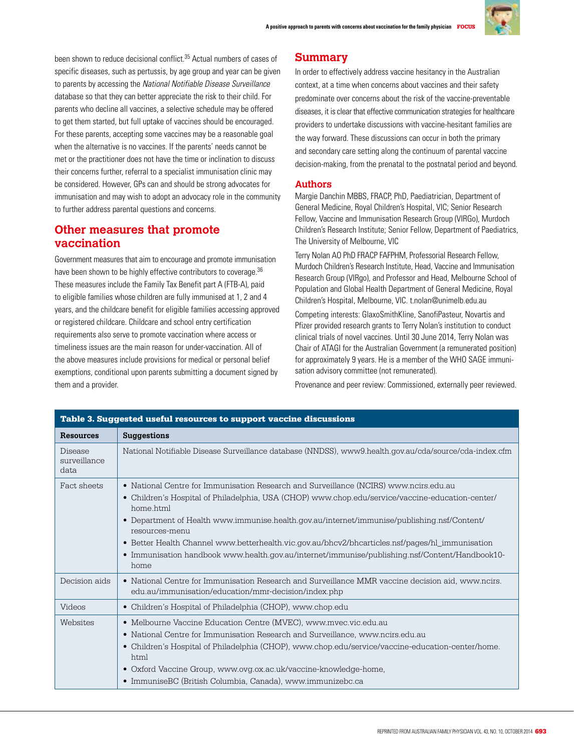been shown to reduce decisional conflict.[35] Actual numbers of cases of specific diseases, such as pertussis, by age group and year can be given to parents by accessing the *National Notifiable Disease Surveillance* database so that they can better appreciate the risk to their child. For parents who decline all vaccines, a selective schedule may be offered to get them started, but full uptake of vaccines should be encouraged. For these parents, accepting some vaccines may be a reasonable goal when the alternative is no vaccines. If the parents' needs cannot be met or the practitioner does not have the time or inclination to discuss their concerns further, referral to a specialist immunisation clinic may be considered. However, GPs can and should be strong advocates for immunisation and may wish to adopt an advocacy role in the community to further address parental questions and concerns.

## Other measures that promote vaccination

Government measures that aim to encourage and promote immunisation have been shown to be highly effective contributors to coverage.[36] These measures include the Family Tax Benefit part A (FTB-A), paid to eligible families whose children are fully immunised at 1, 2 and 4 years, and the childcare benefit for eligible families accessing approved or registered childcare. Childcare and school entry certification requirements also serve to promote vaccination where access or timeliness issues are the main reason for under-vaccination. All of the above measures include provisions for medical or personal belief exemptions, conditional upon parents submitting a document signed by them and a provider.

## Summary

In order to effectively address vaccine hesitancy in the Australian context, at a time when concerns about vaccines and their safety predominate over concerns about the risk of the vaccine-preventable diseases, it is clear that effective communication strategies for healthcare providers to undertake discussions with vaccine-hesitant families are the way forward. These discussions can occur in both the primary and secondary care setting along the continuum of parental vaccine decision-making, from the prenatal to the postnatal period and beyond.

## Authors

Margie Danchin MBBS, FRACP, PhD, Paediatrician, Department of General Medicine, Royal Children's Hospital, VIC; Senior Research Fellow, Vaccine and Immunisation Research Group (VIRGo), Murdoch Children's Research Institute; Senior Fellow, Department of Paediatrics, The University of Melbourne, VIC

Terry Nolan AO PhD FRACP FAFPHM, Professorial Research Fellow, Murdoch Children's Research Institute, Head, Vaccine and Immunisation Research Group (VIRgo), and Professor and Head, Melbourne School of Population and Global Health Department of General Medicine, Royal Children's Hospital, Melbourne, VIC. t.nolan@unimelb.edu.au

Competing interests: GlaxoSmithKline, SanofiPasteur, Novartis and Pfizer provided research grants to Terry Nolan's institution to conduct clinical trials of novel vaccines. Until 30 June 2014, Terry Nolan was Chair of ATAGI for the Australian Government (a remunerated position) for approximately 9 years. He is a member of the WHO SAGE immunisation advisory committee (not remunerated).

Provenance and peer review: Commissioned, externally peer reviewed.

**Table 3. Suggested useful resources to support vaccine discussions**

| Resources | Suggestions |
|---|---|
| Disease surveillance data | National Notifiable Disease Surveillance database (NNDSS), www9.health.gov.au/cda/source/cda-index.cfm |
| Fact sheets | • National Centre for Immunisation Research and Surveillance (NCIRS) www.ncirs.edu.au<br>• Children's Hospital of Philadelphia, USA (CHOP) www.chop.edu/service/vaccine-education-center/home.html<br>• Department of Health www.immunise.health.gov.au/internet/immunise/publishing.nsf/Content/resources-menu<br>• Better Health Channel www.betterhealth.vic.gov.au/bhcv2/bhcarticles.nsf/pages/hl_immunisation<br>• Immunisation handbook www.health.gov.au/internet/immunise/publishing.nsf/Content/Handbook10-home |
| Decision aids | • National Centre for Immunisation Research and Surveillance MMR vaccine decision aid, www.ncirs.edu.au/immunisation/education/mmr-decision/index.php |
| Videos | • Children's Hospital of Philadelphia (CHOP), www.chop.edu |
| Websites | • Melbourne Vaccine Education Centre (MVEC), www.mvec.vic.edu.au<br>• National Centre for Immunisation Research and Surveillance, www.ncirs.edu.au<br>• Children's Hospital of Philadelphia (CHOP), www.chop.edu/service/vaccine-education-center/home.html<br>• Oxford Vaccine Group, www.ovg.ox.ac.uk/vaccine-knowledge-home,<br>• ImmuniseBC (British Columbia, Canada), www.immunizebc.ca |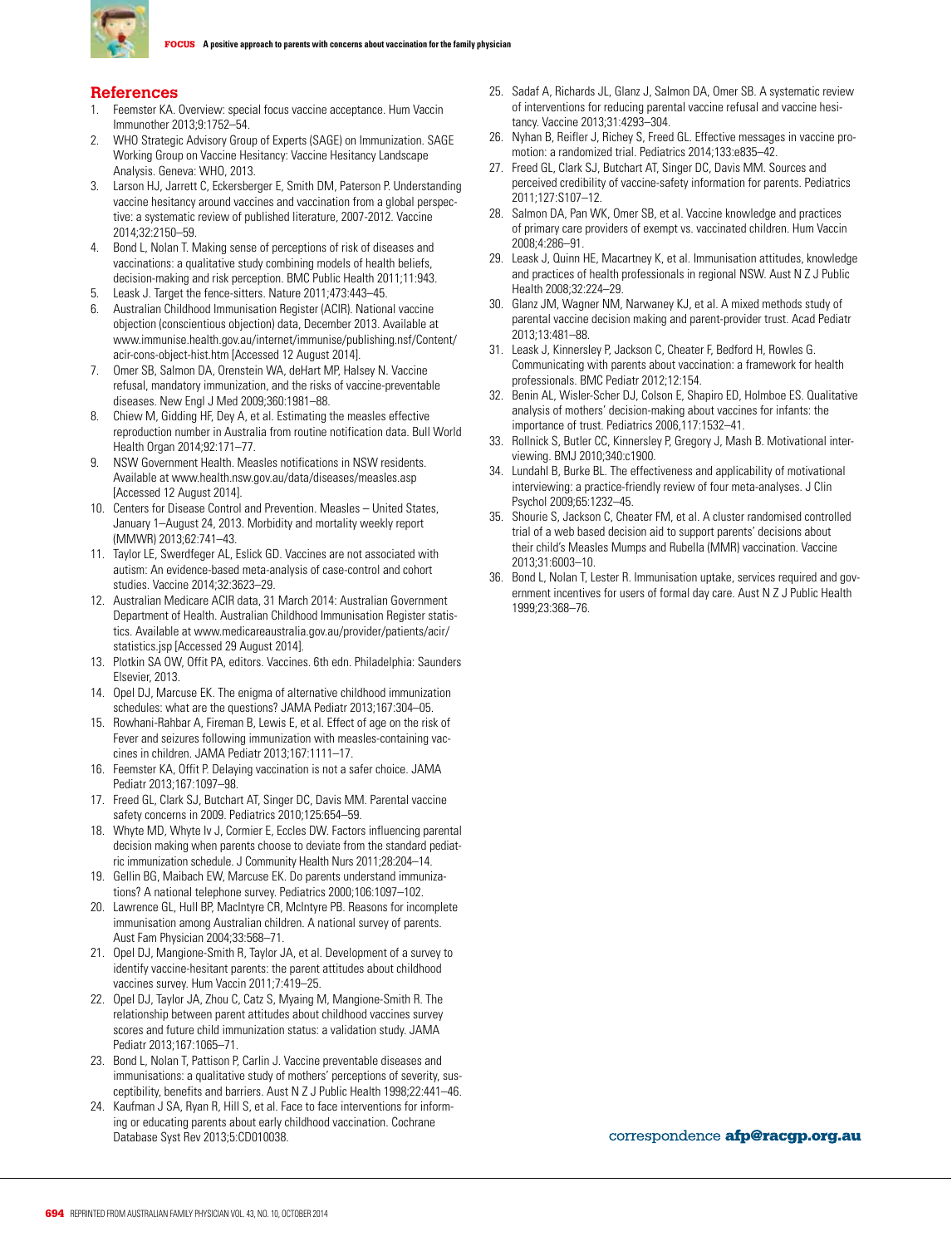## References

1. Feemster KA. Overview: special focus vaccine acceptance. Hum Vaccin Immunother 2013;9:1752–54.
2. WHO Strategic Advisory Group of Experts (SAGE) on Immunization. SAGE Working Group on Vaccine Hesitancy: Vaccine Hesitancy Landscape Analysis. Geneva: WHO, 2013.
3. Larson HJ, Jarrett C, Eckersberger E, Smith DM, Paterson P. Understanding vaccine hesitancy around vaccines and vaccination from a global perspective: a systematic review of published literature, 2007-2012. Vaccine 2014;32:2150–59.
4. Bond L, Nolan T. Making sense of perceptions of risk of diseases and vaccinations: a qualitative study combining models of health beliefs, decision-making and risk perception. BMC Public Health 2011;11:943.
5. Leask J. Target the fence-sitters. Nature 2011;473:443–45.
6. Australian Childhood Immunisation Register (ACIR). National vaccine objection (conscientious objection) data, December 2013. Available at www.immunise.health.gov.au/internet/immunise/publishing.nsf/Content/acir-cons-object-hist.htm [Accessed 12 August 2014].
7. Omer SB, Salmon DA, Orenstein WA, deHart MP, Halsey N. Vaccine refusal, mandatory immunization, and the risks of vaccine-preventable diseases. New Engl J Med 2009;360:1981–88.
8. Chiew M, Gidding HF, Dey A, et al. Estimating the measles effective reproduction number in Australia from routine notification data. Bull World Health Organ 2014;92:171–77.
9. NSW Government Health. Measles notifications in NSW residents. Available at www.health.nsw.gov.au/data/diseases/measles.asp [Accessed 12 August 2014].
10. Centers for Disease Control and Prevention. Measles – United States, January 1–August 24, 2013. Morbidity and mortality weekly report (MMWR) 2013;62:741–43.
11. Taylor LE, Swerdfeger AL, Eslick GD. Vaccines are not associated with autism: An evidence-based meta-analysis of case-control and cohort studies. Vaccine 2014;32:3623–29.
12. Australian Medicare ACIR data, 31 March 2014: Australian Government Department of Health. Australian Childhood Immunisation Register statistics. Available at www.medicareaustralia.gov.au/provider/patients/acir/statistics.jsp [Accessed 29 August 2014].
13. Plotkin SA OW, Offit PA, editors. Vaccines. 6th edn. Philadelphia: Saunders Elsevier, 2013.
14. Opel DJ, Marcuse EK. The enigma of alternative childhood immunization schedules: what are the questions? JAMA Pediatr 2013;167:304–05.
15. Rowhani-Rahbar A, Fireman B, Lewis E, et al. Effect of age on the risk of Fever and seizures following immunization with measles-containing vaccines in children. JAMA Pediatr 2013;167:1111–17.
16. Feemster KA, Offit P. Delaying vaccination is not a safer choice. JAMA Pediatr 2013;167:1097–98.
17. Freed GL, Clark SJ, Butchart AT, Singer DC, Davis MM. Parental vaccine safety concerns in 2009. Pediatrics 2010;125:654–59.
18. Whyte MD, Whyte Iv J, Cormier E, Eccles DW. Factors influencing parental decision making when parents choose to deviate from the standard pediatric immunization schedule. J Community Health Nurs 2011;28:204–14.
19. Gellin BG, Maibach EW, Marcuse EK. Do parents understand immunizations? A national telephone survey. Pediatrics 2000;106:1097–102.
20. Lawrence GL, Hull BP, MacIntyre CR, McIntyre PB. Reasons for incomplete immunisation among Australian children. A national survey of parents. Aust Fam Physician 2004;33:568–71.
21. Opel DJ, Mangione-Smith R, Taylor JA, et al. Development of a survey to identify vaccine-hesitant parents: the parent attitudes about childhood vaccines survey. Hum Vaccin 2011;7:419–25.
22. Opel DJ, Taylor JA, Zhou C, Catz S, Myaing M, Mangione-Smith R. The relationship between parent attitudes about childhood vaccines survey scores and future child immunization status: a validation study. JAMA Pediatr 2013;167:1065–71.
23. Bond L, Nolan T, Pattison P, Carlin J. Vaccine preventable diseases and immunisations: a qualitative study of mothers' perceptions of severity, susceptibility, benefits and barriers. Aust N Z J Public Health 1998;22:441–46.
24. Kaufman J SA, Ryan R, Hill S, et al. Face to face interventions for informing or educating parents about early childhood vaccination. Cochrane Database Syst Rev 2013;5:CD010038.
25. Sadaf A, Richards JL, Glanz J, Salmon DA, Omer SB. A systematic review of interventions for reducing parental vaccine refusal and vaccine hesitancy. Vaccine 2013;31:4293–304.
26. Nyhan B, Reifler J, Richey S, Freed GL. Effective messages in vaccine promotion: a randomized trial. Pediatrics 2014;133:e835–42.
27. Freed GL, Clark SJ, Butchart AT, Singer DC, Davis MM. Sources and perceived credibility of vaccine-safety information for parents. Pediatrics 2011;127:S107–12.
28. Salmon DA, Pan WK, Omer SB, et al. Vaccine knowledge and practices of primary care providers of exempt vs. vaccinated children. Hum Vaccin 2008;4:286–91.
29. Leask J, Quinn HE, Macartney K, et al. Immunisation attitudes, knowledge and practices of health professionals in regional NSW. Aust N Z J Public Health 2008;32:224–29.
30. Glanz JM, Wagner NM, Narwaney KJ, et al. A mixed methods study of parental vaccine decision making and parent-provider trust. Acad Pediatr 2013;13:481–88.
31. Leask J, Kinnersley P, Jackson C, Cheater F, Bedford H, Rowles G. Communicating with parents about vaccination: a framework for health professionals. BMC Pediatr 2012;12:154.
32. Benin AL, Wisler-Scher DJ, Colson E, Shapiro ED, Holmboe ES. Qualitative analysis of mothers' decision-making about vaccines for infants: the importance of trust. Pediatrics 2006,117:1532–41.
33. Rollnick S, Butler CC, Kinnersley P, Gregory J, Mash B. Motivational interviewing. BMJ 2010;340:c1900.
34. Lundahl B, Burke BL. The effectiveness and applicability of motivational interviewing: a practice-friendly review of four meta-analyses. J Clin Psychol 2009;65:1232–45.
35. Shourie S, Jackson C, Cheater FM, et al. A cluster randomised controlled trial of a web based decision aid to support parents' decisions about their child's Measles Mumps and Rubella (MMR) vaccination. Vaccine 2013;31:6003–10.
36. Bond L, Nolan T, Lester R. Immunisation uptake, services required and government incentives for users of formal day care. Aust N Z J Public Health 1999;23:368–76.

correspondence **afp@racgp.org.au**